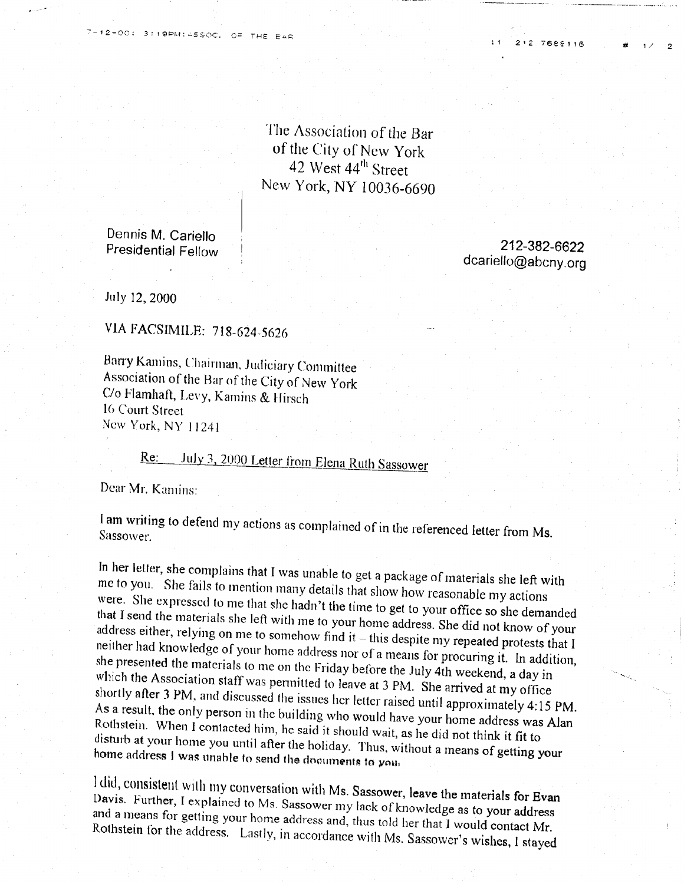The Association of the Bar
of the City of New York
42 West 44th Street
New York, NY 10036-6690

Dennis M. Cariello
Presidential Fellow

212-382-6622
dcariello@abcny.org

July 12, 2000

VIA FACSIMILE: 718-624-5626

Barry Kamins, Chairman, Judiciary Committee
Association of the Bar of the City of New York
C/o Flamhaft, Levy, Kamins & Hirsch
16 Court Street
New York, NY 11241

<u>Re:</u> July 3, 2000 Letter from Elena Ruth Sassower

Dear Mr. Kamins:

I am writing to defend my actions as complained of in the referenced letter from Ms. Sassower.

In her letter, she complains that I was unable to get a package of materials she left with me to you. She fails to mention many details that show how reasonable my actions were. She expressed to me that she hadn't the time to get to your office so she demanded that I send the materials she left with me to your home address. She did not know of your address either, relying on me to somehow find it – this despite my repeated protests that I neither had knowledge of your home address nor of a means for procuring it. In addition, she presented the materials to me on the Friday before the July 4th weekend, a day in which the Association staff was permitted to leave at 3 PM. She arrived at my office shortly after 3 PM, and discussed the issues her letter raised until approximately 4:15 PM. As a result, the only person in the building who would have your home address was Alan Rothstein. When I contacted him, he said it should wait, as he did not think it fit to disturb at your home you until after the holiday. Thus, without a means of getting your home address I was unable to send the documents to you.

I did, consistent with my conversation with Ms. Sassower, leave the materials for Evan Davis. Further, I explained to Ms. Sassower my lack of knowledge as to your address and a means for getting your home address and, thus told her that I would contact Mr. Rothstein for the address. Lastly, in accordance with Ms. Sassower's wishes, I stayed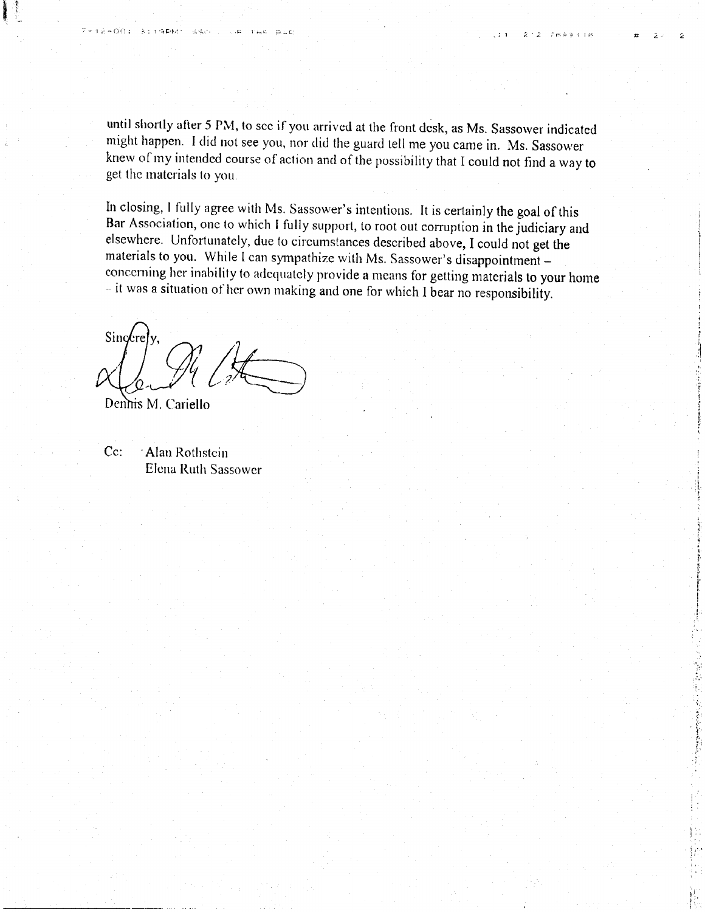until shortly after 5 PM, to see if you arrived at the front desk, as Ms. Sassower indicated might happen. I did not see you, nor did the guard tell me you came in. Ms. Sassower knew of my intended course of action and of the possibility that I could not find a way to get the materials to you.

In closing, I fully agree with Ms. Sassower's intentions. It is certainly the goal of this Bar Association, one to which I fully support, to root out corruption in the judiciary and elsewhere. Unfortunately, due to circumstances described above, I could not get the materials to you. While I can sympathize with Ms. Sassower's disappointment – concerning her inability to adequately provide a means for getting materials to your home – it was a situation of her own making and one for which I bear no responsibility.

Sincerely,

Dennis M. Cariello

Cc: Alan Rothstein
Elena Ruth Sassower